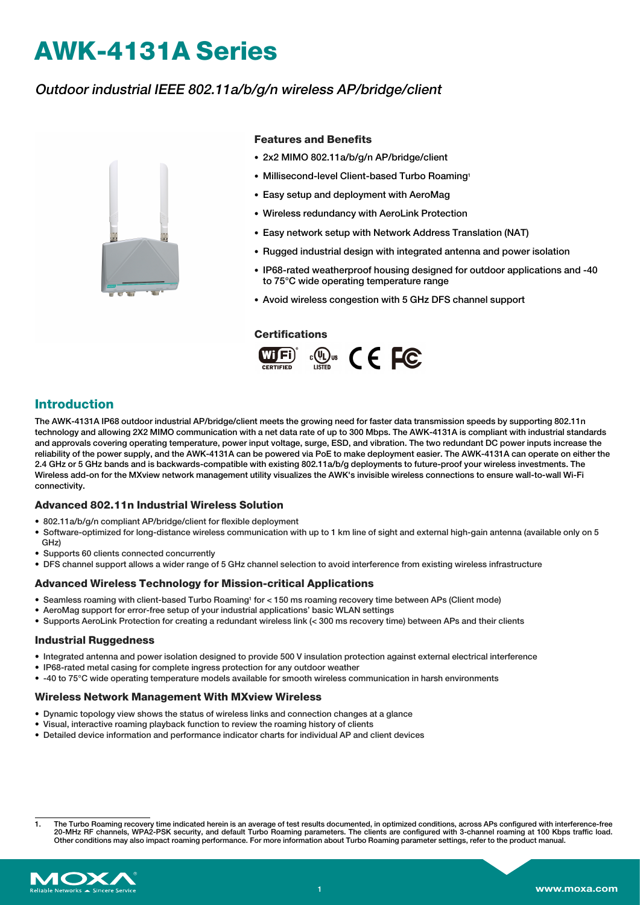# AWK-4131A Series

*Outdoor industrial IEEE 802.11a/b/g/n wireless AP/bridge/client*

### Features and Benefits

- 2x2 MIMO 802.11a/b/g/n AP/bridge/client
- Millisecond-level Client-based Turbo Roaming[1]
- Easy setup and deployment with AeroMag
- Wireless redundancy with AeroLink Protection
- Easy network setup with Network Address Translation (NAT)
- Rugged industrial design with integrated antenna and power isolation
- IP68-rated weatherproof housing designed for outdoor applications and -40 to 75°C wide operating temperature range
- Avoid wireless congestion with 5 GHz DFS channel support

### Certifications

## Introduction

The AWK-4131A IP68 outdoor industrial AP/bridge/client meets the growing need for faster data transmission speeds by supporting 802.11n technology and allowing 2X2 MIMO communication with a net data rate of up to 300 Mbps. The AWK-4131A is compliant with industrial standards and approvals covering operating temperature, power input voltage, surge, ESD, and vibration. The two redundant DC power inputs increase the reliability of the power supply, and the AWK-4131A can be powered via PoE to make deployment easier. The AWK-4131A can operate on either the 2.4 GHz or 5 GHz bands and is backwards-compatible with existing 802.11a/b/g deployments to future-proof your wireless investments. The Wireless add-on for the MXview network management utility visualizes the AWK's invisible wireless connections to ensure wall-to-wall Wi-Fi connectivity.

### Advanced 802.11n Industrial Wireless Solution

- 802.11a/b/g/n compliant AP/bridge/client for flexible deployment
- Software-optimized for long-distance wireless communication with up to 1 km line of sight and external high-gain antenna (available only on 5 GHz)
- Supports 60 clients connected concurrently
- DFS channel support allows a wider range of 5 GHz channel selection to avoid interference from existing wireless infrastructure

### Advanced Wireless Technology for Mission-critical Applications

- Seamless roaming with client-based Turbo Roaming[1] for < 150 ms roaming recovery time between APs (Client mode)
- AeroMag support for error-free setup of your industrial applications' basic WLAN settings
- Supports AeroLink Protection for creating a redundant wireless link (< 300 ms recovery time) between APs and their clients

### Industrial Ruggedness

- Integrated antenna and power isolation designed to provide 500 V insulation protection against external electrical interference
- IP68-rated metal casing for complete ingress protection for any outdoor weather
- -40 to 75°C wide operating temperature models available for smooth wireless communication in harsh environments

### Wireless Network Management With MXview Wireless

- Dynamic topology view shows the status of wireless links and connection changes at a glance
- Visual, interactive roaming playback function to review the roaming history of clients
- Detailed device information and performance indicator charts for individual AP and client devices

1. The Turbo Roaming recovery time indicated herein is an average of test results documented, in optimized conditions, across APs configured with interference-free 20-MHz RF channels, WPA2-PSK security, and default Turbo Roaming parameters. The clients are configured with 3-channel roaming at 100 Kbps traffic load. Other conditions may also impact roaming performance. For more information about Turbo Roaming parameter settings, refer to the product manual.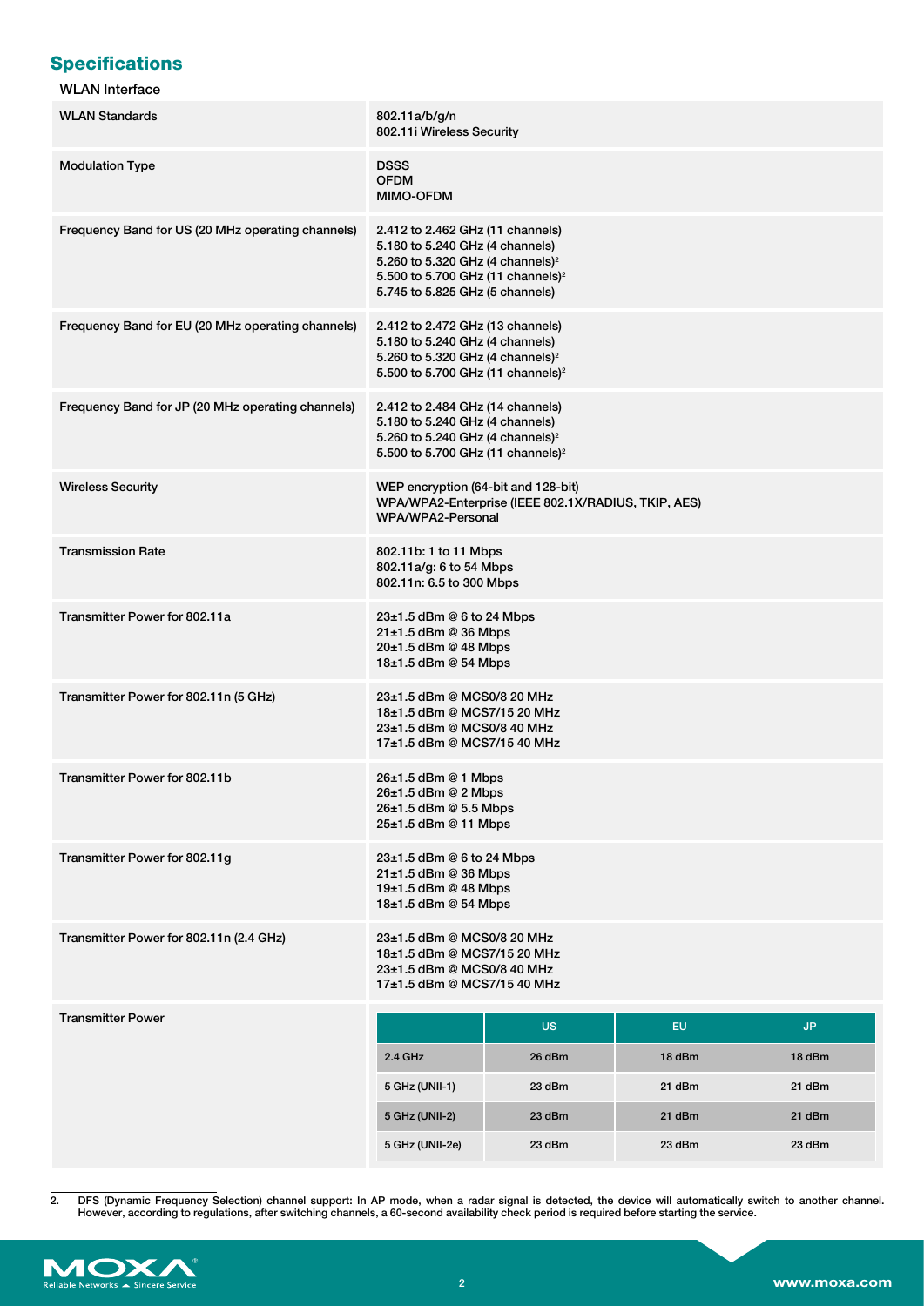## Specifications

### WLAN Interface

| | |
|---|---|
| WLAN Standards | 802.11a/b/g/n<br>802.11i Wireless Security |
| Modulation Type | DSSS<br>OFDM<br>MIMO-OFDM |
| Frequency Band for US (20 MHz operating channels) | 2.412 to 2.462 GHz (11 channels)<br>5.180 to 5.240 GHz (4 channels)<br>5.260 to 5.320 GHz (4 channels)[2]<br>5.500 to 5.700 GHz (11 channels)[2]<br>5.745 to 5.825 GHz (5 channels) |
| Frequency Band for EU (20 MHz operating channels) | 2.412 to 2.472 GHz (13 channels)<br>5.180 to 5.240 GHz (4 channels)<br>5.260 to 5.320 GHz (4 channels)[2]<br>5.500 to 5.700 GHz (11 channels)[2] |
| Frequency Band for JP (20 MHz operating channels) | 2.412 to 2.484 GHz (14 channels)<br>5.180 to 5.240 GHz (4 channels)<br>5.260 to 5.240 GHz (4 channels)[2]<br>5.500 to 5.700 GHz (11 channels)[2] |
| Wireless Security | WEP encryption (64-bit and 128-bit)<br>WPA/WPA2-Enterprise (IEEE 802.1X/RADIUS, TKIP, AES)<br>WPA/WPA2-Personal |
| Transmission Rate | 802.11b: 1 to 11 Mbps<br>802.11a/g: 6 to 54 Mbps<br>802.11n: 6.5 to 300 Mbps |
| Transmitter Power for 802.11a | 23±1.5 dBm @ 6 to 24 Mbps<br>21±1.5 dBm @ 36 Mbps<br>20±1.5 dBm @ 48 Mbps<br>18±1.5 dBm @ 54 Mbps |
| Transmitter Power for 802.11n (5 GHz) | 23±1.5 dBm @ MCS0/8 20 MHz<br>18±1.5 dBm @ MCS7/15 20 MHz<br>23±1.5 dBm @ MCS0/8 40 MHz<br>17±1.5 dBm @ MCS7/15 40 MHz |
| Transmitter Power for 802.11b | 26±1.5 dBm @ 1 Mbps<br>26±1.5 dBm @ 2 Mbps<br>26±1.5 dBm @ 5.5 Mbps<br>25±1.5 dBm @ 11 Mbps |
| Transmitter Power for 802.11g | 23±1.5 dBm @ 6 to 24 Mbps<br>21±1.5 dBm @ 36 Mbps<br>19±1.5 dBm @ 48 Mbps<br>18±1.5 dBm @ 54 Mbps |
| Transmitter Power for 802.11n (2.4 GHz) | 23±1.5 dBm @ MCS0/8 20 MHz<br>18±1.5 dBm @ MCS7/15 20 MHz<br>23±1.5 dBm @ MCS0/8 40 MHz<br>17±1.5 dBm @ MCS7/15 40 MHz |

**Transmitter Power**

| | US | EU | JP |
|---|---|---|---|
| 2.4 GHz | 26 dBm | 18 dBm | 18 dBm |
| 5 GHz (UNII-1) | 23 dBm | 21 dBm | 21 dBm |
| 5 GHz (UNII-2) | 23 dBm | 21 dBm | 21 dBm |
| 5 GHz (UNII-2e) | 23 dBm | 23 dBm | 23 dBm |

2. DFS (Dynamic Frequency Selection) channel support: In AP mode, when a radar signal is detected, the device will automatically switch to another channel. However, according to regulations, after switching channels, a 60-second availability check period is required before starting the service.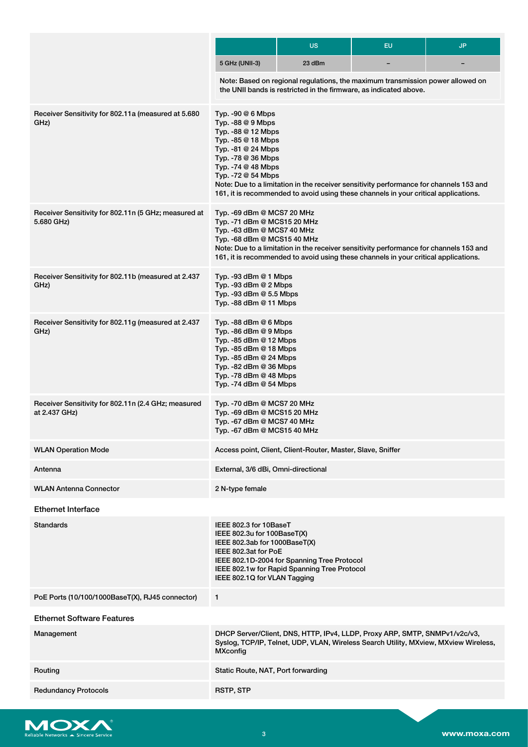| | US | EU | JP |
|---|---|---|---|
| 5 GHz (UNII-3) | 23 dBm | – | – |

Note: Based on regional regulations, the maximum transmission power allowed on the UNII bands is restricted in the firmware, as indicated above.

| | |
|---|---|
| Receiver Sensitivity for 802.11a (measured at 5.680 GHz) | Typ. -90 @ 6 Mbps<br>Typ. -88 @ 9 Mbps<br>Typ. -88 @ 12 Mbps<br>Typ. -85 @ 18 Mbps<br>Typ. -81 @ 24 Mbps<br>Typ. -78 @ 36 Mbps<br>Typ. -74 @ 48 Mbps<br>Typ. -72 @ 54 Mbps<br>Note: Due to a limitation in the receiver sensitivity performance for channels 153 and 161, it is recommended to avoid using these channels in your critical applications. |
| Receiver Sensitivity for 802.11n (5 GHz; measured at 5.680 GHz) | Typ. -69 dBm @ MCS7 20 MHz<br>Typ. -71 dBm @ MCS15 20 MHz<br>Typ. -63 dBm @ MCS7 40 MHz<br>Typ. -68 dBm @ MCS15 40 MHz<br>Note: Due to a limitation in the receiver sensitivity performance for channels 153 and 161, it is recommended to avoid using these channels in your critical applications. |
| Receiver Sensitivity for 802.11b (measured at 2.437 GHz) | Typ. -93 dBm @ 1 Mbps<br>Typ. -93 dBm @ 2 Mbps<br>Typ. -93 dBm @ 5.5 Mbps<br>Typ. -88 dBm @ 11 Mbps |
| Receiver Sensitivity for 802.11g (measured at 2.437 GHz) | Typ. -88 dBm @ 6 Mbps<br>Typ. -86 dBm @ 9 Mbps<br>Typ. -85 dBm @ 12 Mbps<br>Typ. -85 dBm @ 18 Mbps<br>Typ. -85 dBm @ 24 Mbps<br>Typ. -82 dBm @ 36 Mbps<br>Typ. -78 dBm @ 48 Mbps<br>Typ. -74 dBm @ 54 Mbps |
| Receiver Sensitivity for 802.11n (2.4 GHz; measured at 2.437 GHz) | Typ. -70 dBm @ MCS7 20 MHz<br>Typ. -69 dBm @ MCS15 20 MHz<br>Typ. -67 dBm @ MCS7 40 MHz<br>Typ. -67 dBm @ MCS15 40 MHz |
| WLAN Operation Mode | Access point, Client, Client-Router, Master, Slave, Sniffer |
| Antenna | External, 3/6 dBi, Omni-directional |
| WLAN Antenna Connector | 2 N-type female |

## Ethernet Interface

| | |
|---|---|
| Standards | IEEE 802.3 for 10BaseT<br>IEEE 802.3u for 100BaseT(X)<br>IEEE 802.3ab for 1000BaseT(X)<br>IEEE 802.3at for PoE<br>IEEE 802.1D-2004 for Spanning Tree Protocol<br>IEEE 802.1w for Rapid Spanning Tree Protocol<br>IEEE 802.1Q for VLAN Tagging |
| PoE Ports (10/100/1000BaseT(X), RJ45 connector) | 1 |

## Ethernet Software Features

| | |
|---|---|
| Management | DHCP Server/Client, DNS, HTTP, IPv4, LLDP, Proxy ARP, SMTP, SNMPv1/v2c/v3, Syslog, TCP/IP, Telnet, UDP, VLAN, Wireless Search Utility, MXview, MXview Wireless, MXconfig |
| Routing | Static Route, NAT, Port forwarding |
| Redundancy Protocols | RSTP, STP |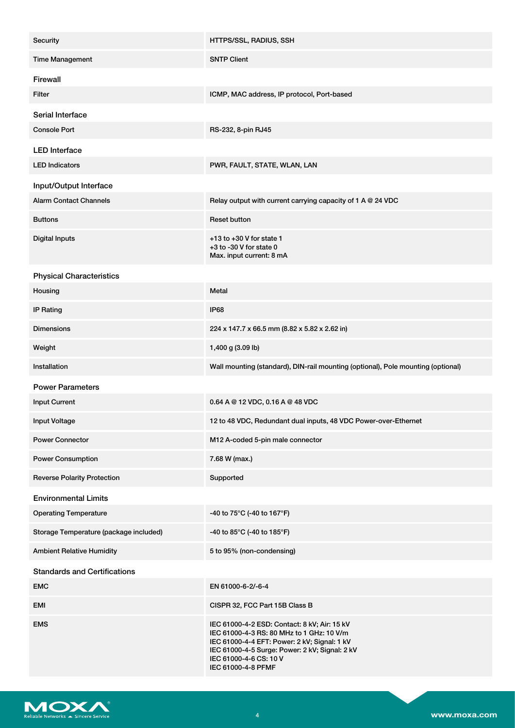| | |
|---|---|
| Security | HTTPS/SSL, RADIUS, SSH |
| Time Management | SNTP Client |

## Firewall

| | |
|---|---|
| Filter | ICMP, MAC address, IP protocol, Port-based |

## Serial Interface

| | |
|---|---|
| Console Port | RS-232, 8-pin RJ45 |

## LED Interface

| | |
|---|---|
| LED Indicators | PWR, FAULT, STATE, WLAN, LAN |

## Input/Output Interface

| | |
|---|---|
| Alarm Contact Channels | Relay output with current carrying capacity of 1 A @ 24 VDC |
| Buttons | Reset button |
| Digital Inputs | +13 to +30 V for state 1<br>+3 to -30 V for state 0<br>Max. input current: 8 mA |

## Physical Characteristics

| | |
|---|---|
| Housing | Metal |
| IP Rating | IP68 |
| Dimensions | 224 x 147.7 x 66.5 mm (8.82 x 5.82 x 2.62 in) |
| Weight | 1,400 g (3.09 lb) |
| Installation | Wall mounting (standard), DIN-rail mounting (optional), Pole mounting (optional) |

## Power Parameters

| | |
|---|---|
| Input Current | 0.64 A @ 12 VDC, 0.16 A @ 48 VDC |
| Input Voltage | 12 to 48 VDC, Redundant dual inputs, 48 VDC Power-over-Ethernet |
| Power Connector | M12 A-coded 5-pin male connector |
| Power Consumption | 7.68 W (max.) |
| Reverse Polarity Protection | Supported |

## Environmental Limits

| | |
|---|---|
| Operating Temperature | -40 to 75°C (-40 to 167°F) |
| Storage Temperature (package included) | -40 to 85°C (-40 to 185°F) |
| Ambient Relative Humidity | 5 to 95% (non-condensing) |

## Standards and Certifications

| | |
|---|---|
| EMC | EN 61000-6-2/-6-4 |
| EMI | CISPR 32, FCC Part 15B Class B |
| EMS | IEC 61000-4-2 ESD: Contact: 8 kV; Air: 15 kV<br>IEC 61000-4-3 RS: 80 MHz to 1 GHz: 10 V/m<br>IEC 61000-4-4 EFT: Power: 2 kV; Signal: 1 kV<br>IEC 61000-4-5 Surge: Power: 2 kV; Signal: 2 kV<br>IEC 61000-4-6 CS: 10 V<br>IEC 61000-4-8 PFMF |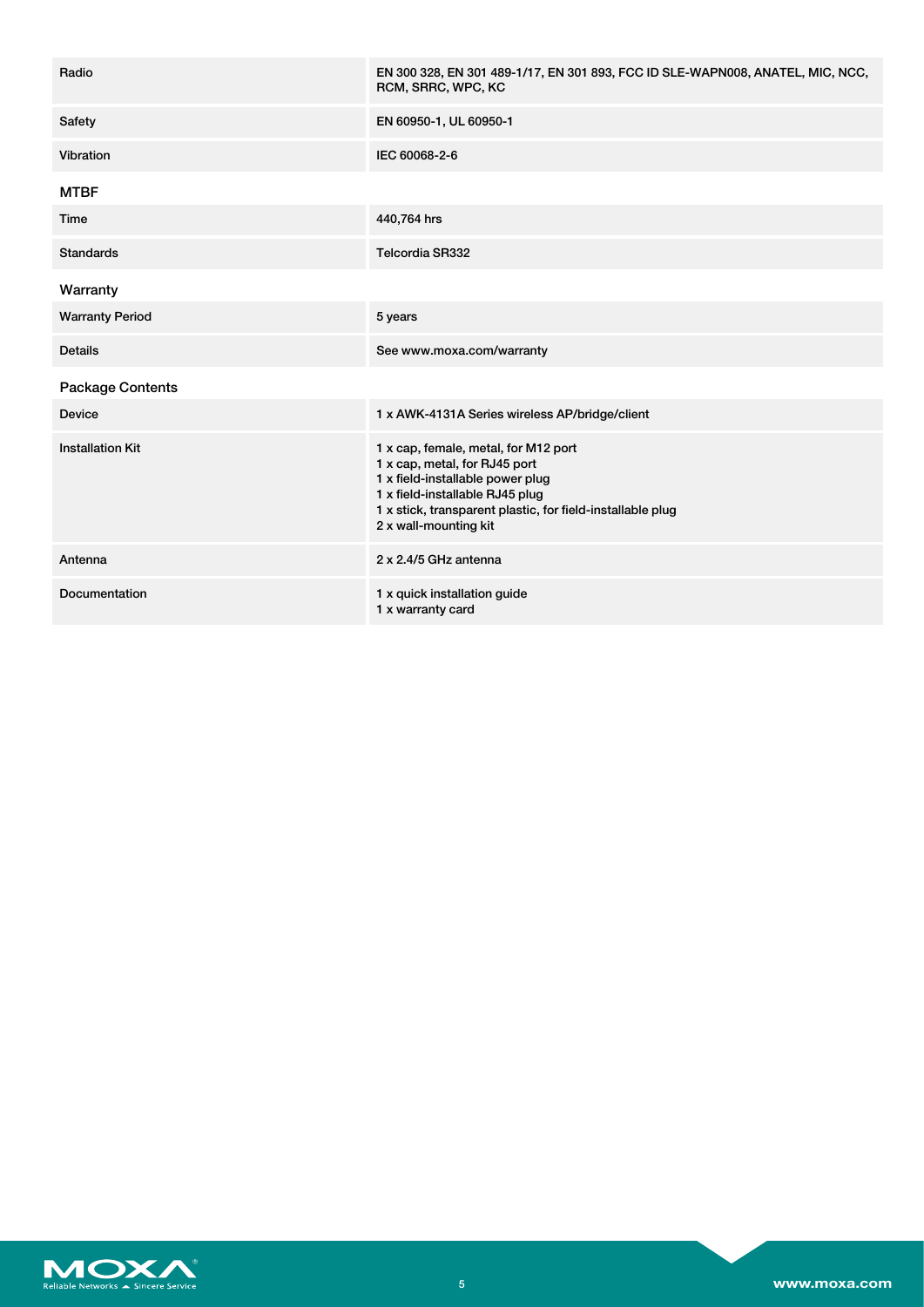| | |
|---|---|
| Radio | EN 300 328, EN 301 489-1/17, EN 301 893, FCC ID SLE-WAPN008, ANATEL, MIC, NCC, RCM, SRRC, WPC, KC |
| Safety | EN 60950-1, UL 60950-1 |
| Vibration | IEC 60068-2-6 |

## MTBF

| | |
|---|---|
| Time | 440,764 hrs |
| Standards | Telcordia SR332 |

## Warranty

| | |
|---|---|
| Warranty Period | 5 years |
| Details | See www.moxa.com/warranty |

## Package Contents

| | |
|---|---|
| Device | 1 x AWK-4131A Series wireless AP/bridge/client |
| Installation Kit | 1 x cap, female, metal, for M12 port<br>1 x cap, metal, for RJ45 port<br>1 x field-installable power plug<br>1 x field-installable RJ45 plug<br>1 x stick, transparent plastic, for field-installable plug<br>2 x wall-mounting kit |
| Antenna | 2 x 2.4/5 GHz antenna |
| Documentation | 1 x quick installation guide<br>1 x warranty card |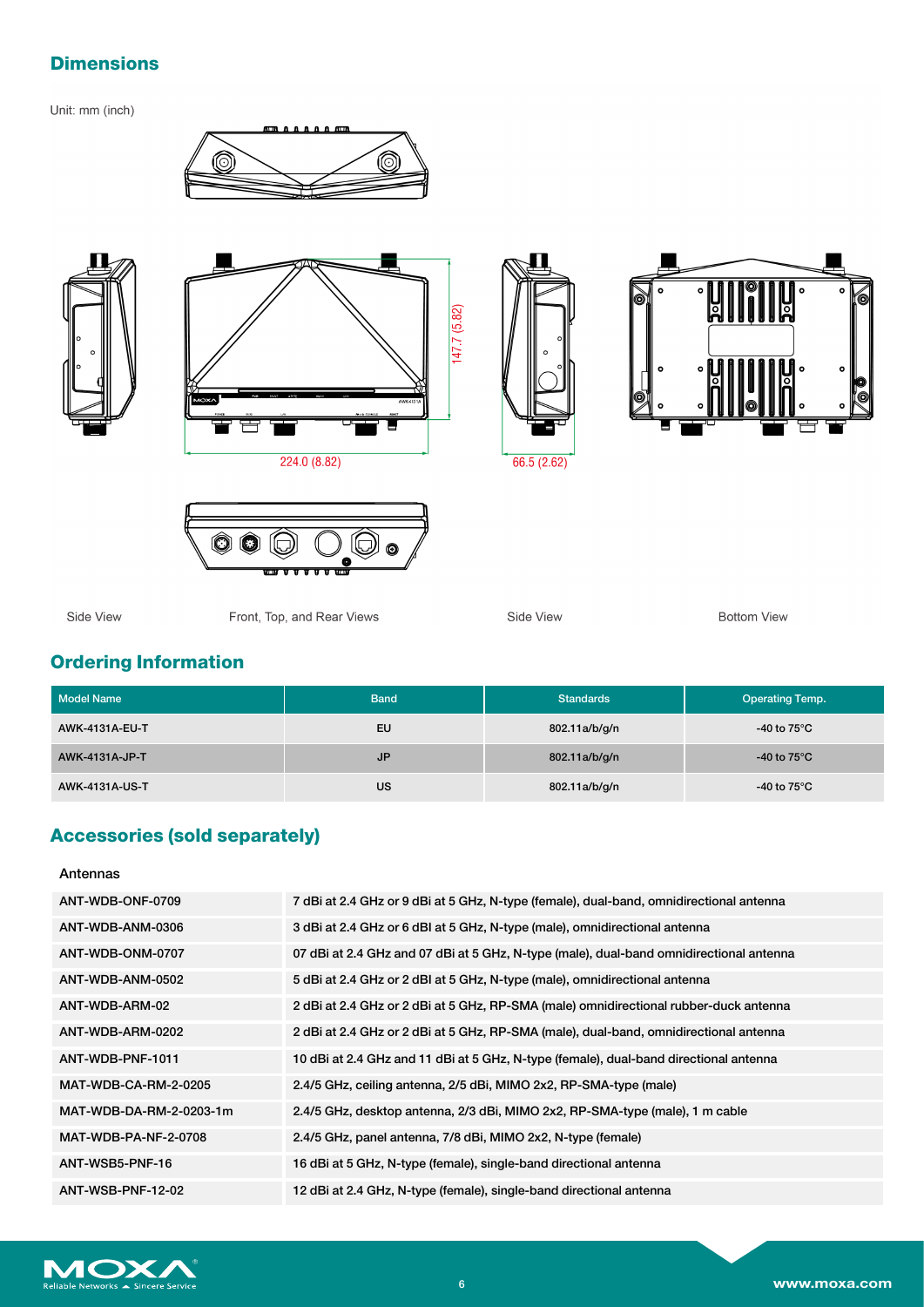## Dimensions

Unit: mm (inch)

147.7 (5.82)

224.0 (8.82)

66.5 (2.62)

Side View

Front, Top, and Rear Views

Side View

Bottom View

## Ordering Information

| Model Name | Band | Standards | Operating Temp. |
|---|---|---|---|
| AWK-4131A-EU-T | EU | 802.11a/b/g/n | -40 to 75°C |
| AWK-4131A-JP-T | JP | 802.11a/b/g/n | -40 to 75°C |
| AWK-4131A-US-T | US | 802.11a/b/g/n | -40 to 75°C |

## Accessories (sold separately)

**Antennas**

| | |
|---|---|
| ANT-WDB-ONF-0709 | 7 dBi at 2.4 GHz or 9 dBi at 5 GHz, N-type (female), dual-band, omnidirectional antenna |
| ANT-WDB-ANM-0306 | 3 dBi at 2.4 GHz or 6 dBi at 5 GHz, N-type (male), omnidirectional antenna |
| ANT-WDB-ONM-0707 | 07 dBi at 2.4 GHz and 07 dBi at 5 GHz, N-type (male), dual-band omnidirectional antenna |
| ANT-WDB-ANM-0502 | 5 dBi at 2.4 GHz or 2 dBi at 5 GHz, N-type (male), omnidirectional antenna |
| ANT-WDB-ARM-02 | 2 dBi at 2.4 GHz or 2 dBi at 5 GHz, RP-SMA (male) omnidirectional rubber-duck antenna |
| ANT-WDB-ARM-0202 | 2 dBi at 2.4 GHz or 2 dBi at 5 GHz, RP-SMA (male), dual-band, omnidirectional antenna |
| ANT-WDB-PNF-1011 | 10 dBi at 2.4 GHz and 11 dBi at 5 GHz, N-type (female), dual-band directional antenna |
| MAT-WDB-CA-RM-2-0205 | 2.4/5 GHz, ceiling antenna, 2/5 dBi, MIMO 2x2, RP-SMA-type (male) |
| MAT-WDB-DA-RM-2-0203-1m | 2.4/5 GHz, desktop antenna, 2/3 dBi, MIMO 2x2, RP-SMA-type (male), 1 m cable |
| MAT-WDB-PA-NF-2-0708 | 2.4/5 GHz, panel antenna, 7/8 dBi, MIMO 2x2, N-type (female) |
| ANT-WSB5-PNF-16 | 16 dBi at 5 GHz, N-type (female), single-band directional antenna |
| ANT-WSB-PNF-12-02 | 12 dBi at 2.4 GHz, N-type (female), single-band directional antenna |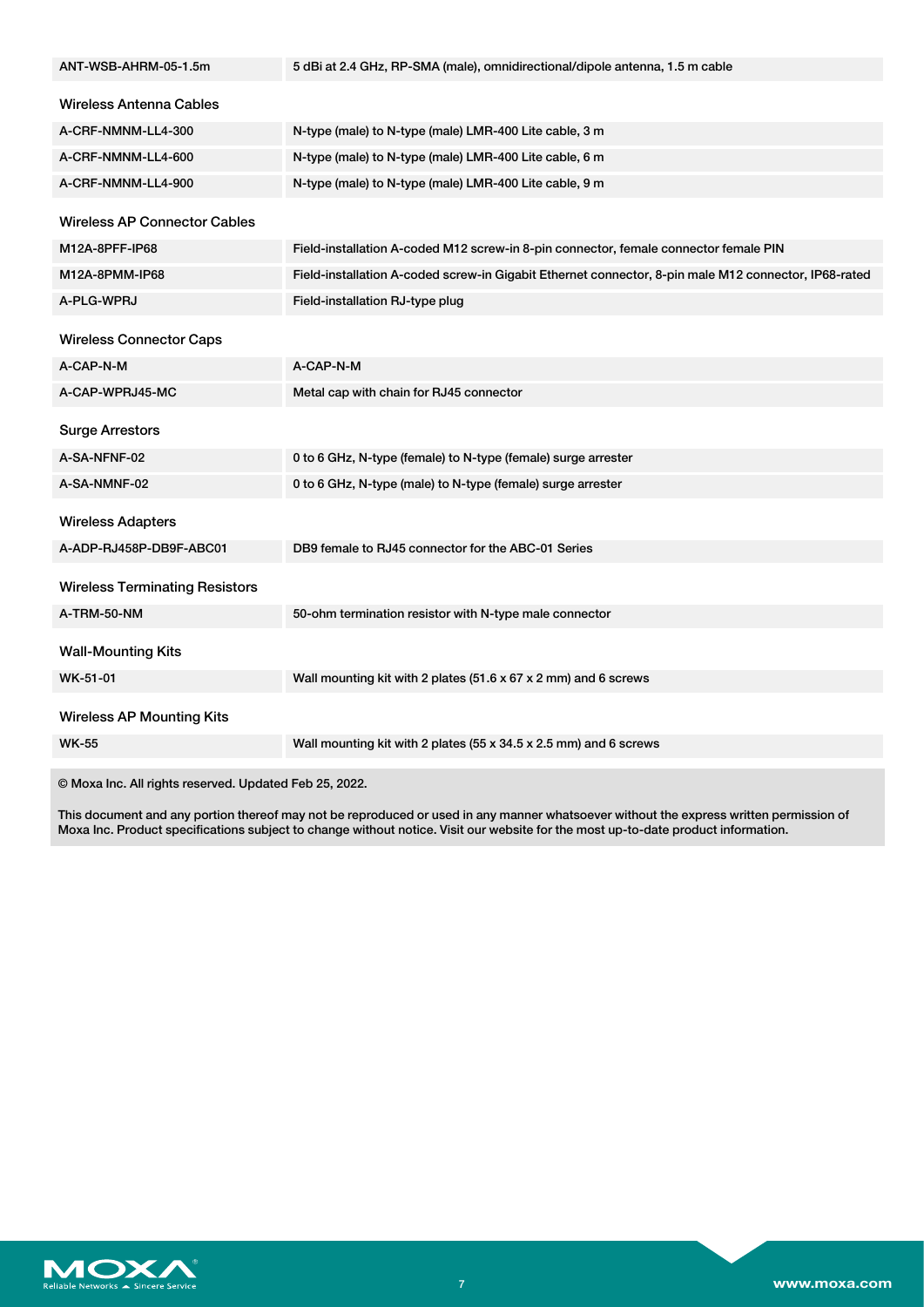| | |
|---|---|
| ANT-WSB-AHRM-05-1.5m | 5 dBi at 2.4 GHz, RP-SMA (male), omnidirectional/dipole antenna, 1.5 m cable |

### Wireless Antenna Cables

| | |
|---|---|
| A-CRF-NMNM-LL4-300 | N-type (male) to N-type (male) LMR-400 Lite cable, 3 m |
| A-CRF-NMNM-LL4-600 | N-type (male) to N-type (male) LMR-400 Lite cable, 6 m |
| A-CRF-NMNM-LL4-900 | N-type (male) to N-type (male) LMR-400 Lite cable, 9 m |

### Wireless AP Connector Cables

| | |
|---|---|
| M12A-8PFF-IP68 | Field-installation A-coded M12 screw-in 8-pin connector, female connector female PIN |
| M12A-8PMM-IP68 | Field-installation A-coded screw-in Gigabit Ethernet connector, 8-pin male M12 connector, IP68-rated |
| A-PLG-WPRJ | Field-installation RJ-type plug |

### Wireless Connector Caps

| | |
|---|---|
| A-CAP-N-M | A-CAP-N-M |
| A-CAP-WPRJ45-MC | Metal cap with chain for RJ45 connector |

### Surge Arrestors

| | |
|---|---|
| A-SA-NFNF-02 | 0 to 6 GHz, N-type (female) to N-type (female) surge arrester |
| A-SA-NMNF-02 | 0 to 6 GHz, N-type (male) to N-type (female) surge arrester |

### Wireless Adapters

| | |
|---|---|
| A-ADP-RJ458P-DB9F-ABC01 | DB9 female to RJ45 connector for the ABC-01 Series |

### Wireless Terminating Resistors

| | |
|---|---|
| A-TRM-50-NM | 50-ohm termination resistor with N-type male connector |

### Wall-Mounting Kits

| | |
|---|---|
| WK-51-01 | Wall mounting kit with 2 plates (51.6 x 67 x 2 mm) and 6 screws |

### Wireless AP Mounting Kits

| | |
|---|---|
| WK-55 | Wall mounting kit with 2 plates (55 x 34.5 x 2.5 mm) and 6 screws |

© Moxa Inc. All rights reserved. Updated Feb 25, 2022.

This document and any portion thereof may not be reproduced or used in any manner whatsoever without the express written permission of Moxa Inc. Product specifications subject to change without notice. Visit our website for the most up-to-date product information.